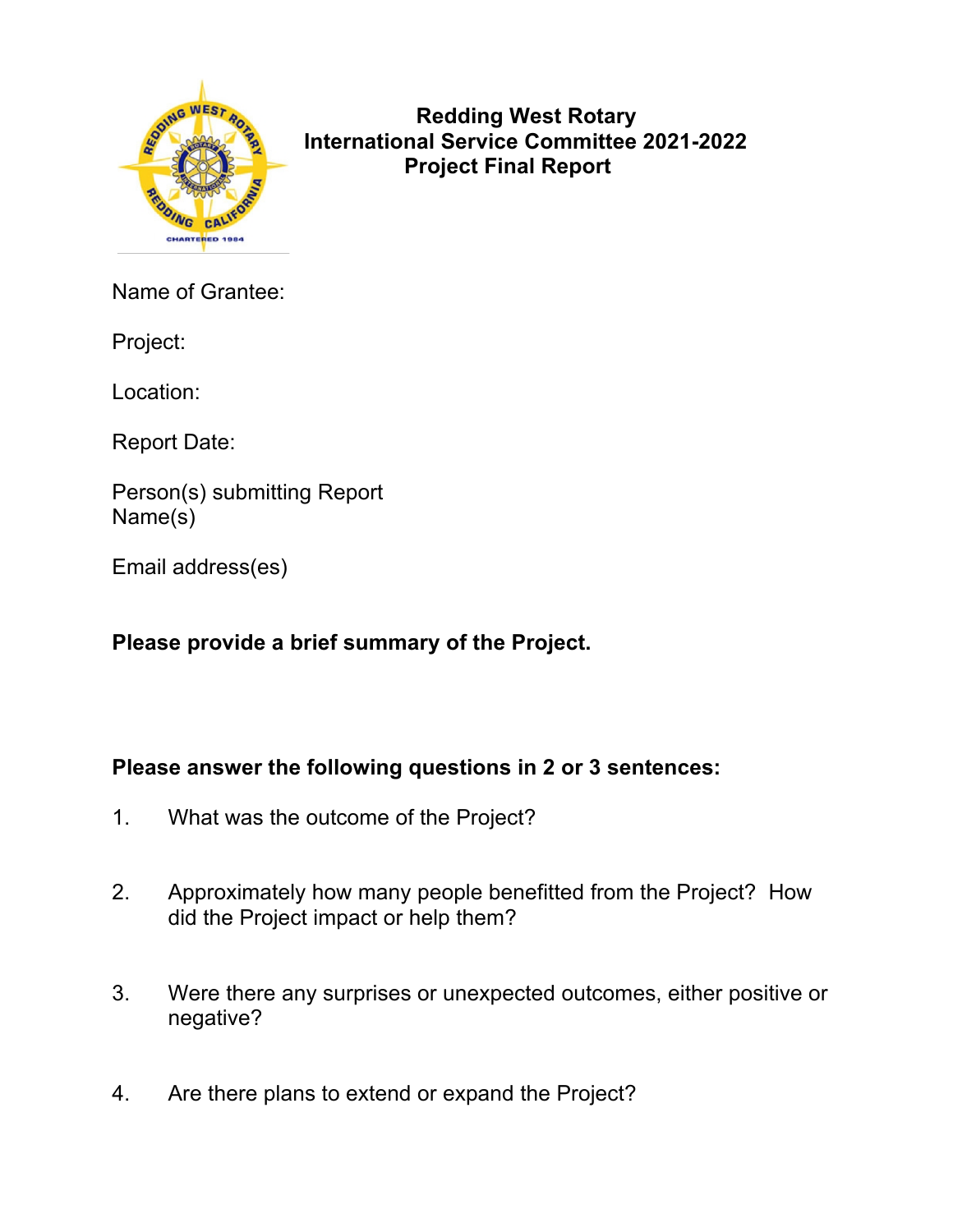# Redding West Rotary
## International Service Committee 2021-2022
## Project Final Report

Name of Grantee:

Project:

Location:

Report Date:

Person(s) submitting Report
Name(s)

Email address(es)

**Please provide a brief summary of the Project.**

**Please answer the following questions in 2 or 3 sentences:**

1. What was the outcome of the Project?

2. Approximately how many people benefitted from the Project? How did the Project impact or help them?

3. Were there any surprises or unexpected outcomes, either positive or negative?

4. Are there plans to extend or expand the Project?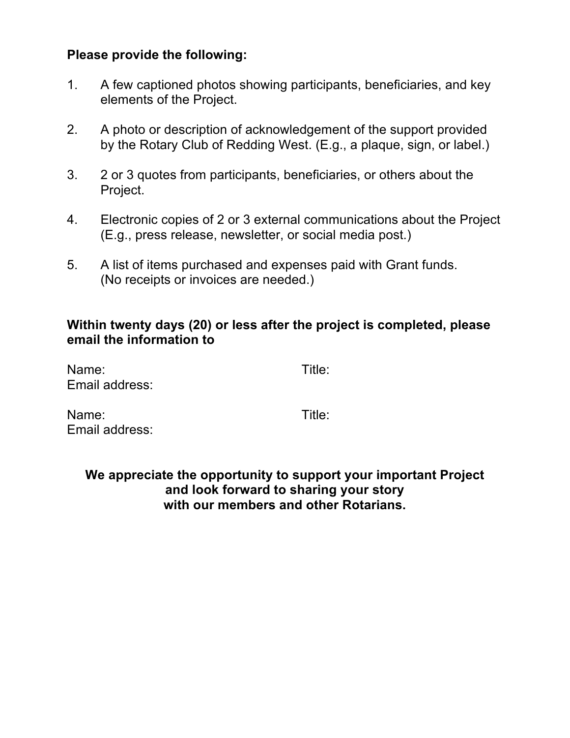**Please provide the following:**

1. A few captioned photos showing participants, beneficiaries, and key elements of the Project.

2. A photo or description of acknowledgement of the support provided by the Rotary Club of Redding West. (E.g., a plaque, sign, or label.)

3. 2 or 3 quotes from participants, beneficiaries, or others about the Project.

4. Electronic copies of 2 or 3 external communications about the Project (E.g., press release, newsletter, or social media post.)

5. A list of items purchased and expenses paid with Grant funds. (No receipts or invoices are needed.)

**Within twenty days (20) or less after the project is completed, please email the information to**

Name: Title:
Email address:

Name: Title:
Email address:

**We appreciate the opportunity to support your important Project and look forward to sharing your story with our members and other Rotarians.**